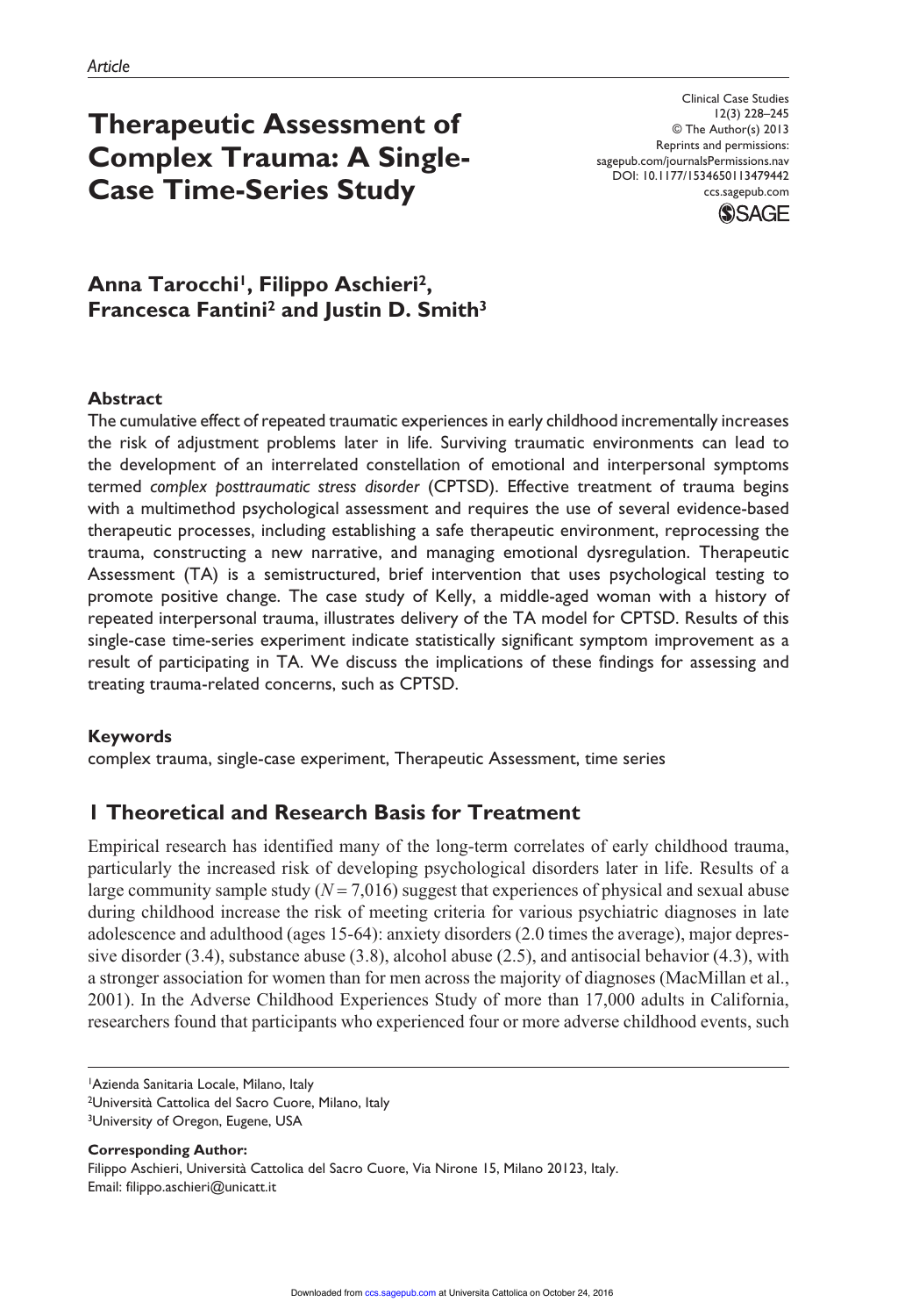*Article*

# Therapeutic Assessment of Complex Trauma: A Single-Case Time-Series Study

Clinical Case Studies
12(3) 228–245
© The Author(s) 2013
Reprints and permissions:
sagepub.com/journalsPermissions.nav
DOI: 10.1177/1534650113479442
ccs.sagepub.com

**Anna Tarocchi[1], Filippo Aschieri[2], Francesca Fantini[2] and Justin D. Smith[3]**

### Abstract

The cumulative effect of repeated traumatic experiences in early childhood incrementally increases the risk of adjustment problems later in life. Surviving traumatic environments can lead to the development of an interrelated constellation of emotional and interpersonal symptoms termed *complex posttraumatic stress disorder* (CPTSD). Effective treatment of trauma begins with a multimethod psychological assessment and requires the use of several evidence-based therapeutic processes, including establishing a safe therapeutic environment, reprocessing the trauma, constructing a new narrative, and managing emotional dysregulation. Therapeutic Assessment (TA) is a semistructured, brief intervention that uses psychological testing to promote positive change. The case study of Kelly, a middle-aged woman with a history of repeated interpersonal trauma, illustrates delivery of the TA model for CPTSD. Results of this single-case time-series experiment indicate statistically significant symptom improvement as a result of participating in TA. We discuss the implications of these findings for assessing and treating trauma-related concerns, such as CPTSD.

### Keywords

complex trauma, single-case experiment, Therapeutic Assessment, time series

## 1 Theoretical and Research Basis for Treatment

Empirical research has identified many of the long-term correlates of early childhood trauma, particularly the increased risk of developing psychological disorders later in life. Results of a large community sample study ($N = 7{,}016$) suggest that experiences of physical and sexual abuse during childhood increase the risk of meeting criteria for various psychiatric diagnoses in late adolescence and adulthood (ages 15-64): anxiety disorders (2.0 times the average), major depressive disorder (3.4), substance abuse (3.8), alcohol abuse (2.5), and antisocial behavior (4.3), with a stronger association for women than for men across the majority of diagnoses (MacMillan et al., 2001). In the Adverse Childhood Experiences Study of more than 17,000 adults in California, researchers found that participants who experienced four or more adverse childhood events, such

[1]Azienda Sanitaria Locale, Milano, Italy
[2]Università Cattolica del Sacro Cuore, Milano, Italy
[3]University of Oregon, Eugene, USA

**Corresponding Author:**
Filippo Aschieri, Università Cattolica del Sacro Cuore, Via Nirone 15, Milano 20123, Italy.
Email: filippo.aschieri@unicatt.it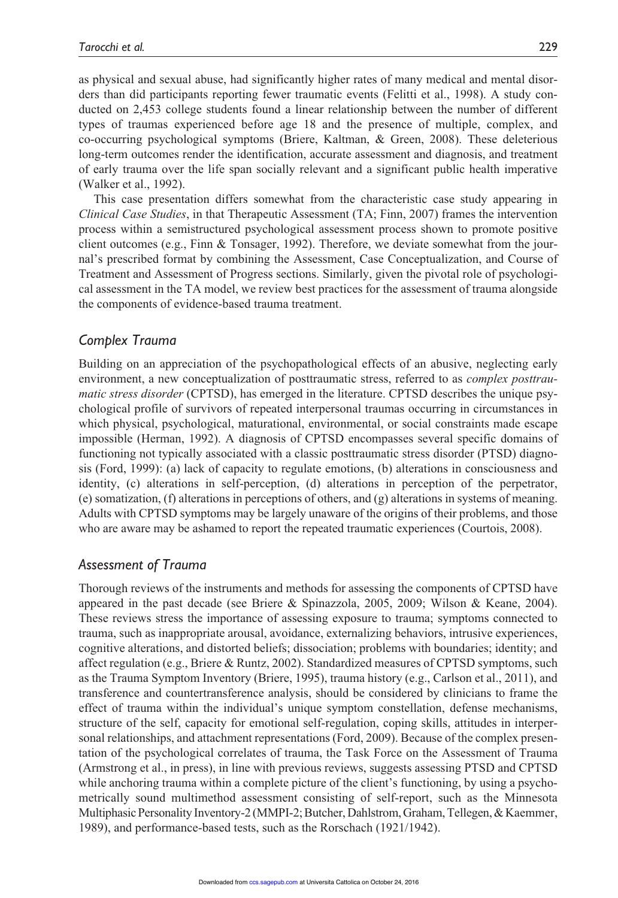as physical and sexual abuse, had significantly higher rates of many medical and mental disorders than did participants reporting fewer traumatic events (Felitti et al., 1998). A study conducted on 2,453 college students found a linear relationship between the number of different types of traumas experienced before age 18 and the presence of multiple, complex, and co-occurring psychological symptoms (Briere, Kaltman, & Green, 2008). These deleterious long-term outcomes render the identification, accurate assessment and diagnosis, and treatment of early trauma over the life span socially relevant and a significant public health imperative (Walker et al., 1992).

This case presentation differs somewhat from the characteristic case study appearing in *Clinical Case Studies*, in that Therapeutic Assessment (TA; Finn, 2007) frames the intervention process within a semistructured psychological assessment process shown to promote positive client outcomes (e.g., Finn & Tonsager, 1992). Therefore, we deviate somewhat from the journal's prescribed format by combining the Assessment, Case Conceptualization, and Course of Treatment and Assessment of Progress sections. Similarly, given the pivotal role of psychological assessment in the TA model, we review best practices for the assessment of trauma alongside the components of evidence-based trauma treatment.

## *Complex Trauma*

Building on an appreciation of the psychopathological effects of an abusive, neglecting early environment, a new conceptualization of posttraumatic stress, referred to as *complex posttraumatic stress disorder* (CPTSD), has emerged in the literature. CPTSD describes the unique psychological profile of survivors of repeated interpersonal traumas occurring in circumstances in which physical, psychological, maturational, environmental, or social constraints made escape impossible (Herman, 1992). A diagnosis of CPTSD encompasses several specific domains of functioning not typically associated with a classic posttraumatic stress disorder (PTSD) diagnosis (Ford, 1999): (a) lack of capacity to regulate emotions, (b) alterations in consciousness and identity, (c) alterations in self-perception, (d) alterations in perception of the perpetrator, (e) somatization, (f) alterations in perceptions of others, and (g) alterations in systems of meaning. Adults with CPTSD symptoms may be largely unaware of the origins of their problems, and those who are aware may be ashamed to report the repeated traumatic experiences (Courtois, 2008).

## *Assessment of Trauma*

Thorough reviews of the instruments and methods for assessing the components of CPTSD have appeared in the past decade (see Briere & Spinazzola, 2005, 2009; Wilson & Keane, 2004). These reviews stress the importance of assessing exposure to trauma; symptoms connected to trauma, such as inappropriate arousal, avoidance, externalizing behaviors, intrusive experiences, cognitive alterations, and distorted beliefs; dissociation; problems with boundaries; identity; and affect regulation (e.g., Briere & Runtz, 2002). Standardized measures of CPTSD symptoms, such as the Trauma Symptom Inventory (Briere, 1995), trauma history (e.g., Carlson et al., 2011), and transference and countertransference analysis, should be considered by clinicians to frame the effect of trauma within the individual's unique symptom constellation, defense mechanisms, structure of the self, capacity for emotional self-regulation, coping skills, attitudes in interpersonal relationships, and attachment representations (Ford, 2009). Because of the complex presentation of the psychological correlates of trauma, the Task Force on the Assessment of Trauma (Armstrong et al., in press), in line with previous reviews, suggests assessing PTSD and CPTSD while anchoring trauma within a complete picture of the client's functioning, by using a psychometrically sound multimethod assessment consisting of self-report, such as the Minnesota Multiphasic Personality Inventory-2 (MMPI-2; Butcher, Dahlstrom, Graham, Tellegen, & Kaemmer, 1989), and performance-based tests, such as the Rorschach (1921/1942).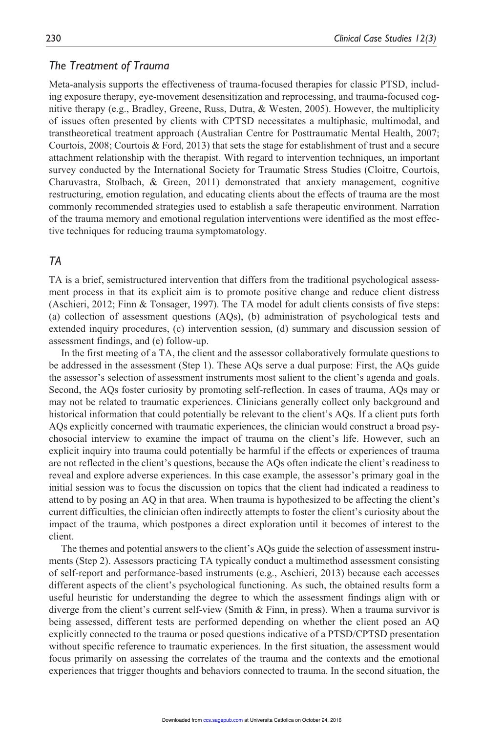## *The Treatment of Trauma*

Meta-analysis supports the effectiveness of trauma-focused therapies for classic PTSD, including exposure therapy, eye-movement desensitization and reprocessing, and trauma-focused cognitive therapy (e.g., Bradley, Greene, Russ, Dutra, & Westen, 2005). However, the multiplicity of issues often presented by clients with CPTSD necessitates a multiphasic, multimodal, and transtheoretical treatment approach (Australian Centre for Posttraumatic Mental Health, 2007; Courtois, 2008; Courtois & Ford, 2013) that sets the stage for establishment of trust and a secure attachment relationship with the therapist. With regard to intervention techniques, an important survey conducted by the International Society for Traumatic Stress Studies (Cloitre, Courtois, Charuvastra, Stolbach, & Green, 2011) demonstrated that anxiety management, cognitive restructuring, emotion regulation, and educating clients about the effects of trauma are the most commonly recommended strategies used to establish a safe therapeutic environment. Narration of the trauma memory and emotional regulation interventions were identified as the most effective techniques for reducing trauma symptomatology.

## *TA*

TA is a brief, semistructured intervention that differs from the traditional psychological assessment process in that its explicit aim is to promote positive change and reduce client distress (Aschieri, 2012; Finn & Tonsager, 1997). The TA model for adult clients consists of five steps: (a) collection of assessment questions (AQs), (b) administration of psychological tests and extended inquiry procedures, (c) intervention session, (d) summary and discussion session of assessment findings, and (e) follow-up.

In the first meeting of a TA, the client and the assessor collaboratively formulate questions to be addressed in the assessment (Step 1). These AQs serve a dual purpose: First, the AQs guide the assessor's selection of assessment instruments most salient to the client's agenda and goals. Second, the AQs foster curiosity by promoting self-reflection. In cases of trauma, AQs may or may not be related to traumatic experiences. Clinicians generally collect only background and historical information that could potentially be relevant to the client's AQs. If a client puts forth AQs explicitly concerned with traumatic experiences, the clinician would construct a broad psychosocial interview to examine the impact of trauma on the client's life. However, such an explicit inquiry into trauma could potentially be harmful if the effects or experiences of trauma are not reflected in the client's questions, because the AQs often indicate the client's readiness to reveal and explore adverse experiences. In this case example, the assessor's primary goal in the initial session was to focus the discussion on topics that the client had indicated a readiness to attend to by posing an AQ in that area. When trauma is hypothesized to be affecting the client's current difficulties, the clinician often indirectly attempts to foster the client's curiosity about the impact of the trauma, which postpones a direct exploration until it becomes of interest to the client.

The themes and potential answers to the client's AQs guide the selection of assessment instruments (Step 2). Assessors practicing TA typically conduct a multimethod assessment consisting of self-report and performance-based instruments (e.g., Aschieri, 2013) because each accesses different aspects of the client's psychological functioning. As such, the obtained results form a useful heuristic for understanding the degree to which the assessment findings align with or diverge from the client's current self-view (Smith & Finn, in press). When a trauma survivor is being assessed, different tests are performed depending on whether the client posed an AQ explicitly connected to the trauma or posed questions indicative of a PTSD/CPTSD presentation without specific reference to traumatic experiences. In the first situation, the assessment would focus primarily on assessing the correlates of the trauma and the contexts and the emotional experiences that trigger thoughts and behaviors connected to trauma. In the second situation, the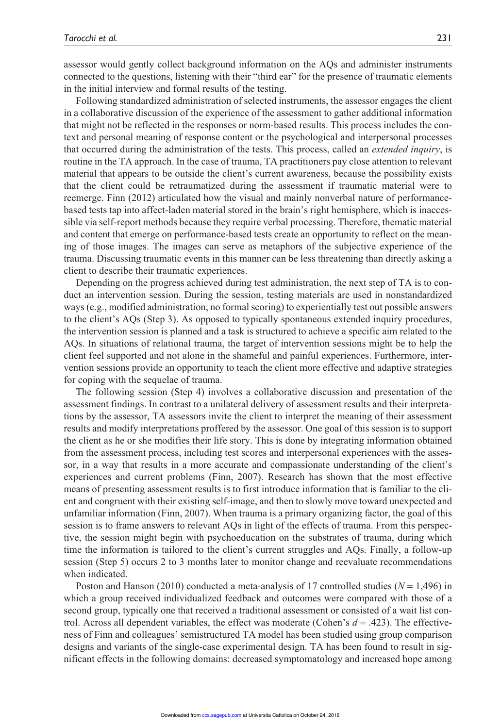assessor would gently collect background information on the AQs and administer instruments connected to the questions, listening with their "third ear" for the presence of traumatic elements in the initial interview and formal results of the testing.

Following standardized administration of selected instruments, the assessor engages the client in a collaborative discussion of the experience of the assessment to gather additional information that might not be reflected in the responses or norm-based results. This process includes the context and personal meaning of response content or the psychological and interpersonal processes that occurred during the administration of the tests. This process, called an *extended inquiry*, is routine in the TA approach. In the case of trauma, TA practitioners pay close attention to relevant material that appears to be outside the client's current awareness, because the possibility exists that the client could be retraumatized during the assessment if traumatic material were to reemerge. Finn (2012) articulated how the visual and mainly nonverbal nature of performance-based tests tap into affect-laden material stored in the brain's right hemisphere, which is inaccessible via self-report methods because they require verbal processing. Therefore, thematic material and content that emerge on performance-based tests create an opportunity to reflect on the meaning of those images. The images can serve as metaphors of the subjective experience of the trauma. Discussing traumatic events in this manner can be less threatening than directly asking a client to describe their traumatic experiences.

Depending on the progress achieved during test administration, the next step of TA is to conduct an intervention session. During the session, testing materials are used in nonstandardized ways (e.g., modified administration, no formal scoring) to experientially test out possible answers to the client's AQs (Step 3). As opposed to typically spontaneous extended inquiry procedures, the intervention session is planned and a task is structured to achieve a specific aim related to the AQs. In situations of relational trauma, the target of intervention sessions might be to help the client feel supported and not alone in the shameful and painful experiences. Furthermore, intervention sessions provide an opportunity to teach the client more effective and adaptive strategies for coping with the sequelae of trauma.

The following session (Step 4) involves a collaborative discussion and presentation of the assessment findings. In contrast to a unilateral delivery of assessment results and their interpretations by the assessor, TA assessors invite the client to interpret the meaning of their assessment results and modify interpretations proffered by the assessor. One goal of this session is to support the client as he or she modifies their life story. This is done by integrating information obtained from the assessment process, including test scores and interpersonal experiences with the assessor, in a way that results in a more accurate and compassionate understanding of the client's experiences and current problems (Finn, 2007). Research has shown that the most effective means of presenting assessment results is to first introduce information that is familiar to the client and congruent with their existing self-image, and then to slowly move toward unexpected and unfamiliar information (Finn, 2007). When trauma is a primary organizing factor, the goal of this session is to frame answers to relevant AQs in light of the effects of trauma. From this perspective, the session might begin with psychoeducation on the substrates of trauma, during which time the information is tailored to the client's current struggles and AQs. Finally, a follow-up session (Step 5) occurs 2 to 3 months later to monitor change and reevaluate recommendations when indicated.

Poston and Hanson (2010) conducted a meta-analysis of 17 controlled studies ($N = 1{,}496$) in which a group received individualized feedback and outcomes were compared with those of a second group, typically one that received a traditional assessment or consisted of a wait list control. Across all dependent variables, the effect was moderate (Cohen's $d = .423$). The effectiveness of Finn and colleagues' semistructured TA model has been studied using group comparison designs and variants of the single-case experimental design. TA has been found to result in significant effects in the following domains: decreased symptomatology and increased hope among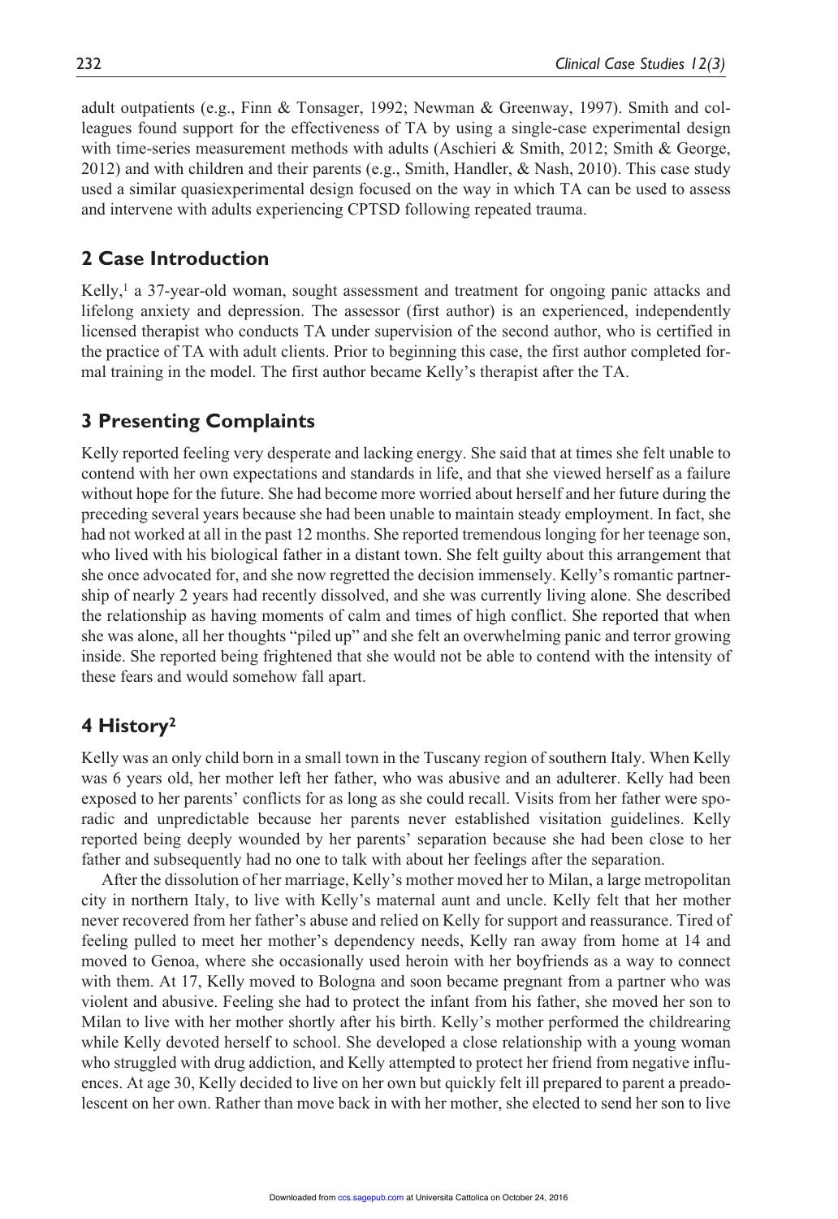adult outpatients (e.g., Finn & Tonsager, 1992; Newman & Greenway, 1997). Smith and colleagues found support for the effectiveness of TA by using a single-case experimental design with time-series measurement methods with adults (Aschieri & Smith, 2012; Smith & George, 2012) and with children and their parents (e.g., Smith, Handler, & Nash, 2010). This case study used a similar quasiexperimental design focused on the way in which TA can be used to assess and intervene with adults experiencing CPTSD following repeated trauma.

## 2 Case Introduction

Kelly,[1] a 37-year-old woman, sought assessment and treatment for ongoing panic attacks and lifelong anxiety and depression. The assessor (first author) is an experienced, independently licensed therapist who conducts TA under supervision of the second author, who is certified in the practice of TA with adult clients. Prior to beginning this case, the first author completed formal training in the model. The first author became Kelly's therapist after the TA.

## 3 Presenting Complaints

Kelly reported feeling very desperate and lacking energy. She said that at times she felt unable to contend with her own expectations and standards in life, and that she viewed herself as a failure without hope for the future. She had become more worried about herself and her future during the preceding several years because she had been unable to maintain steady employment. In fact, she had not worked at all in the past 12 months. She reported tremendous longing for her teenage son, who lived with his biological father in a distant town. She felt guilty about this arrangement that she once advocated for, and she now regretted the decision immensely. Kelly's romantic partnership of nearly 2 years had recently dissolved, and she was currently living alone. She described the relationship as having moments of calm and times of high conflict. She reported that when she was alone, all her thoughts "piled up" and she felt an overwhelming panic and terror growing inside. She reported being frightened that she would not be able to contend with the intensity of these fears and would somehow fall apart.

## 4 History[2]

Kelly was an only child born in a small town in the Tuscany region of southern Italy. When Kelly was 6 years old, her mother left her father, who was abusive and an adulterer. Kelly had been exposed to her parents' conflicts for as long as she could recall. Visits from her father were sporadic and unpredictable because her parents never established visitation guidelines. Kelly reported being deeply wounded by her parents' separation because she had been close to her father and subsequently had no one to talk with about her feelings after the separation.

After the dissolution of her marriage, Kelly's mother moved her to Milan, a large metropolitan city in northern Italy, to live with Kelly's maternal aunt and uncle. Kelly felt that her mother never recovered from her father's abuse and relied on Kelly for support and reassurance. Tired of feeling pulled to meet her mother's dependency needs, Kelly ran away from home at 14 and moved to Genoa, where she occasionally used heroin with her boyfriends as a way to connect with them. At 17, Kelly moved to Bologna and soon became pregnant from a partner who was violent and abusive. Feeling she had to protect the infant from his father, she moved her son to Milan to live with her mother shortly after his birth. Kelly's mother performed the childrearing while Kelly devoted herself to school. She developed a close relationship with a young woman who struggled with drug addiction, and Kelly attempted to protect her friend from negative influences. At age 30, Kelly decided to live on her own but quickly felt ill prepared to parent a preadolescent on her own. Rather than move back in with her mother, she elected to send her son to live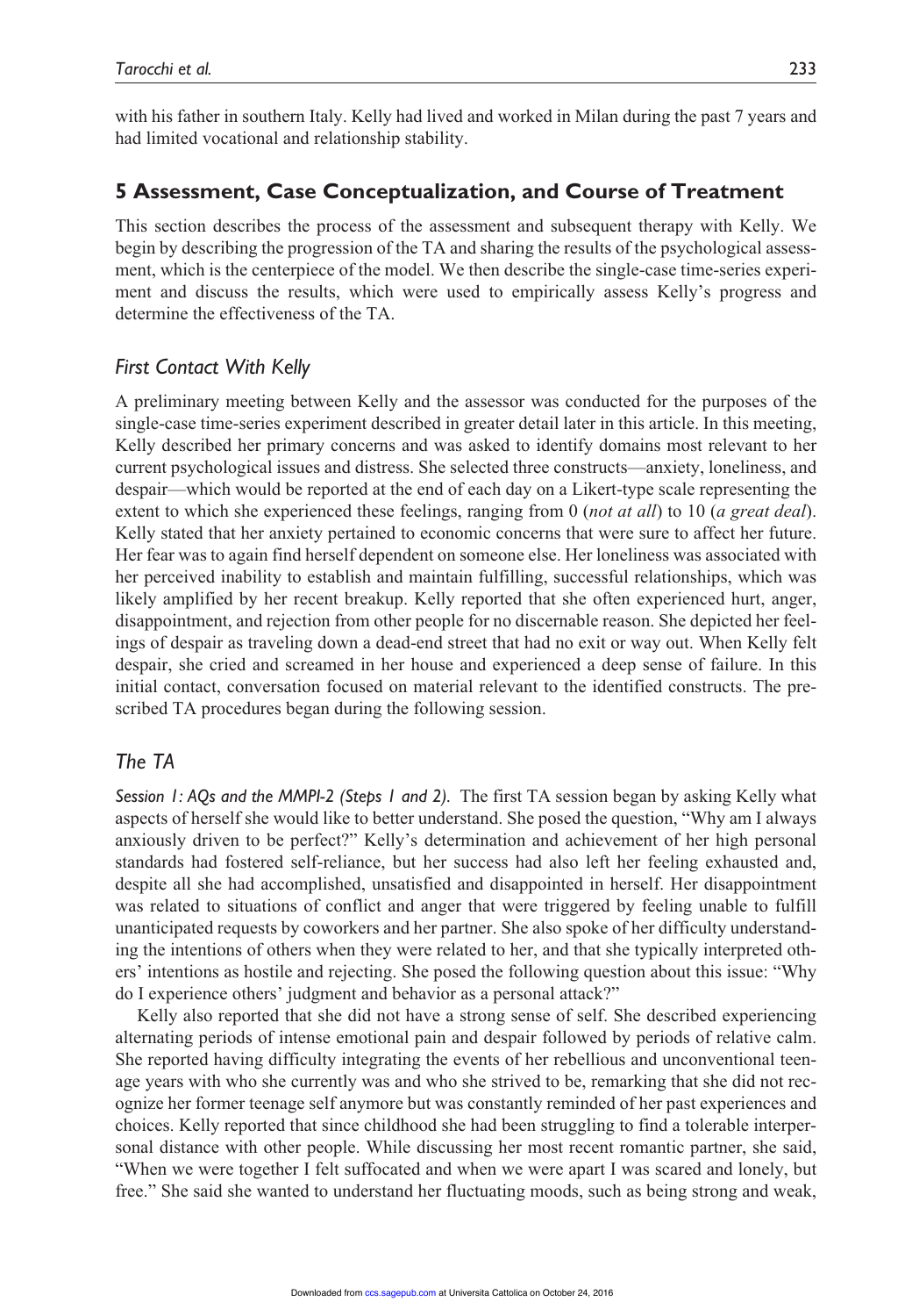with his father in southern Italy. Kelly had lived and worked in Milan during the past 7 years and had limited vocational and relationship stability.

## 5 Assessment, Case Conceptualization, and Course of Treatment

This section describes the process of the assessment and subsequent therapy with Kelly. We begin by describing the progression of the TA and sharing the results of the psychological assessment, which is the centerpiece of the model. We then describe the single-case time-series experiment and discuss the results, which were used to empirically assess Kelly's progress and determine the effectiveness of the TA.

### *First Contact With Kelly*

A preliminary meeting between Kelly and the assessor was conducted for the purposes of the single-case time-series experiment described in greater detail later in this article. In this meeting, Kelly described her primary concerns and was asked to identify domains most relevant to her current psychological issues and distress. She selected three constructs—anxiety, loneliness, and despair—which would be reported at the end of each day on a Likert-type scale representing the extent to which she experienced these feelings, ranging from 0 (*not at all*) to 10 (*a great deal*). Kelly stated that her anxiety pertained to economic concerns that were sure to affect her future. Her fear was to again find herself dependent on someone else. Her loneliness was associated with her perceived inability to establish and maintain fulfilling, successful relationships, which was likely amplified by her recent breakup. Kelly reported that she often experienced hurt, anger, disappointment, and rejection from other people for no discernable reason. She depicted her feelings of despair as traveling down a dead-end street that had no exit or way out. When Kelly felt despair, she cried and screamed in her house and experienced a deep sense of failure. In this initial contact, conversation focused on material relevant to the identified constructs. The prescribed TA procedures began during the following session.

### *The TA*

*Session 1: AQs and the MMPI-2 (Steps 1 and 2).* The first TA session began by asking Kelly what aspects of herself she would like to better understand. She posed the question, "Why am I always anxiously driven to be perfect?" Kelly's determination and achievement of her high personal standards had fostered self-reliance, but her success had also left her feeling exhausted and, despite all she had accomplished, unsatisfied and disappointed in herself. Her disappointment was related to situations of conflict and anger that were triggered by feeling unable to fulfill unanticipated requests by coworkers and her partner. She also spoke of her difficulty understanding the intentions of others when they were related to her, and that she typically interpreted others' intentions as hostile and rejecting. She posed the following question about this issue: "Why do I experience others' judgment and behavior as a personal attack?"

Kelly also reported that she did not have a strong sense of self. She described experiencing alternating periods of intense emotional pain and despair followed by periods of relative calm. She reported having difficulty integrating the events of her rebellious and unconventional teenage years with who she currently was and who she strived to be, remarking that she did not recognize her former teenage self anymore but was constantly reminded of her past experiences and choices. Kelly reported that since childhood she had been struggling to find a tolerable interpersonal distance with other people. While discussing her most recent romantic partner, she said, "When we were together I felt suffocated and when we were apart I was scared and lonely, but free." She said she wanted to understand her fluctuating moods, such as being strong and weak,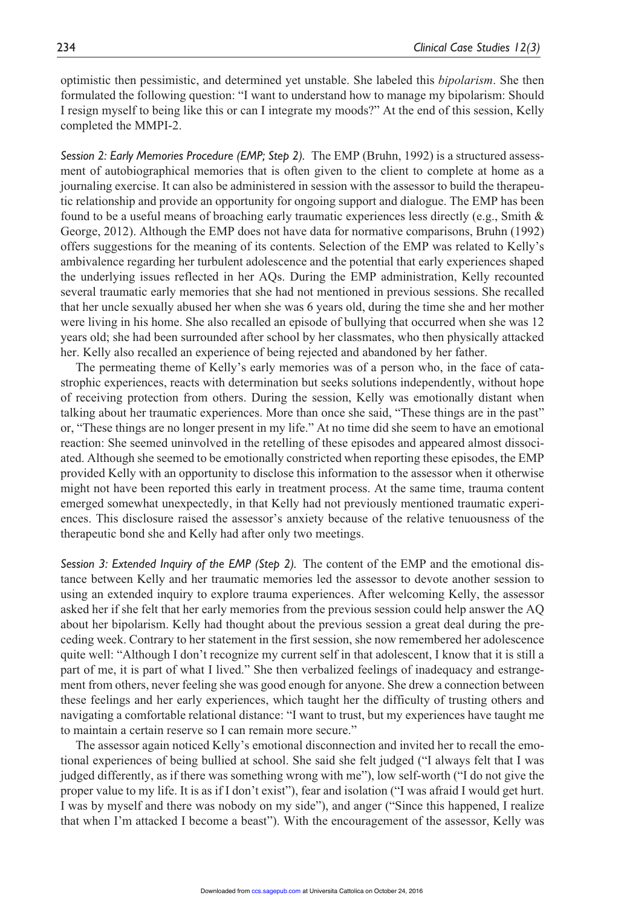optimistic then pessimistic, and determined yet unstable. She labeled this *bipolarism*. She then formulated the following question: "I want to understand how to manage my bipolarism: Should I resign myself to being like this or can I integrate my moods?" At the end of this session, Kelly completed the MMPI-2.

*Session 2: Early Memories Procedure (EMP; Step 2).* The EMP (Bruhn, 1992) is a structured assessment of autobiographical memories that is often given to the client to complete at home as a journaling exercise. It can also be administered in session with the assessor to build the therapeutic relationship and provide an opportunity for ongoing support and dialogue. The EMP has been found to be a useful means of broaching early traumatic experiences less directly (e.g., Smith & George, 2012). Although the EMP does not have data for normative comparisons, Bruhn (1992) offers suggestions for the meaning of its contents. Selection of the EMP was related to Kelly's ambivalence regarding her turbulent adolescence and the potential that early experiences shaped the underlying issues reflected in her AQs. During the EMP administration, Kelly recounted several traumatic early memories that she had not mentioned in previous sessions. She recalled that her uncle sexually abused her when she was 6 years old, during the time she and her mother were living in his home. She also recalled an episode of bullying that occurred when she was 12 years old; she had been surrounded after school by her classmates, who then physically attacked her. Kelly also recalled an experience of being rejected and abandoned by her father.

The permeating theme of Kelly's early memories was of a person who, in the face of catastrophic experiences, reacts with determination but seeks solutions independently, without hope of receiving protection from others. During the session, Kelly was emotionally distant when talking about her traumatic experiences. More than once she said, "These things are in the past" or, "These things are no longer present in my life." At no time did she seem to have an emotional reaction: She seemed uninvolved in the retelling of these episodes and appeared almost dissociated. Although she seemed to be emotionally constricted when reporting these episodes, the EMP provided Kelly with an opportunity to disclose this information to the assessor when it otherwise might not have been reported this early in treatment process. At the same time, trauma content emerged somewhat unexpectedly, in that Kelly had not previously mentioned traumatic experiences. This disclosure raised the assessor's anxiety because of the relative tenuousness of the therapeutic bond she and Kelly had after only two meetings.

*Session 3: Extended Inquiry of the EMP (Step 2).* The content of the EMP and the emotional distance between Kelly and her traumatic memories led the assessor to devote another session to using an extended inquiry to explore trauma experiences. After welcoming Kelly, the assessor asked her if she felt that her early memories from the previous session could help answer the AQ about her bipolarism. Kelly had thought about the previous session a great deal during the preceding week. Contrary to her statement in the first session, she now remembered her adolescence quite well: "Although I don't recognize my current self in that adolescent, I know that it is still a part of me, it is part of what I lived." She then verbalized feelings of inadequacy and estrangement from others, never feeling she was good enough for anyone. She drew a connection between these feelings and her early experiences, which taught her the difficulty of trusting others and navigating a comfortable relational distance: "I want to trust, but my experiences have taught me to maintain a certain reserve so I can remain more secure."

The assessor again noticed Kelly's emotional disconnection and invited her to recall the emotional experiences of being bullied at school. She said she felt judged ("I always felt that I was judged differently, as if there was something wrong with me"), low self-worth ("I do not give the proper value to my life. It is as if I don't exist"), fear and isolation ("I was afraid I would get hurt. I was by myself and there was nobody on my side"), and anger ("Since this happened, I realize that when I'm attacked I become a beast"). With the encouragement of the assessor, Kelly was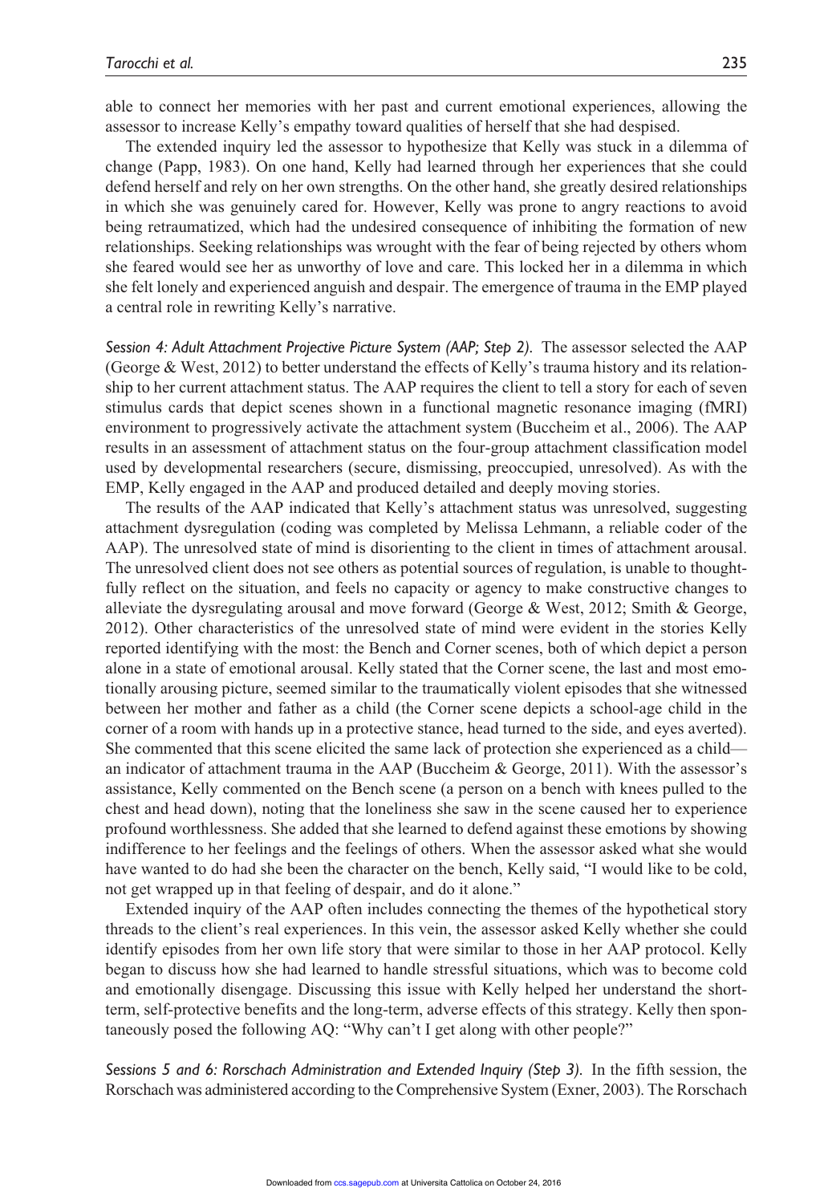able to connect her memories with her past and current emotional experiences, allowing the assessor to increase Kelly's empathy toward qualities of herself that she had despised.

The extended inquiry led the assessor to hypothesize that Kelly was stuck in a dilemma of change (Papp, 1983). On one hand, Kelly had learned through her experiences that she could defend herself and rely on her own strengths. On the other hand, she greatly desired relationships in which she was genuinely cared for. However, Kelly was prone to angry reactions to avoid being retraumatized, which had the undesired consequence of inhibiting the formation of new relationships. Seeking relationships was wrought with the fear of being rejected by others whom she feared would see her as unworthy of love and care. This locked her in a dilemma in which she felt lonely and experienced anguish and despair. The emergence of trauma in the EMP played a central role in rewriting Kelly's narrative.

*Session 4: Adult Attachment Projective Picture System (AAP; Step 2).* The assessor selected the AAP (George & West, 2012) to better understand the effects of Kelly's trauma history and its relationship to her current attachment status. The AAP requires the client to tell a story for each of seven stimulus cards that depict scenes shown in a functional magnetic resonance imaging (fMRI) environment to progressively activate the attachment system (Buccheim et al., 2006). The AAP results in an assessment of attachment status on the four-group attachment classification model used by developmental researchers (secure, dismissing, preoccupied, unresolved). As with the EMP, Kelly engaged in the AAP and produced detailed and deeply moving stories.

The results of the AAP indicated that Kelly's attachment status was unresolved, suggesting attachment dysregulation (coding was completed by Melissa Lehmann, a reliable coder of the AAP). The unresolved state of mind is disorienting to the client in times of attachment arousal. The unresolved client does not see others as potential sources of regulation, is unable to thoughtfully reflect on the situation, and feels no capacity or agency to make constructive changes to alleviate the dysregulating arousal and move forward (George & West, 2012; Smith & George, 2012). Other characteristics of the unresolved state of mind were evident in the stories Kelly reported identifying with the most: the Bench and Corner scenes, both of which depict a person alone in a state of emotional arousal. Kelly stated that the Corner scene, the last and most emotionally arousing picture, seemed similar to the traumatically violent episodes that she witnessed between her mother and father as a child (the Corner scene depicts a school-age child in the corner of a room with hands up in a protective stance, head turned to the side, and eyes averted). She commented that this scene elicited the same lack of protection she experienced as a child—an indicator of attachment trauma in the AAP (Buccheim & George, 2011). With the assessor's assistance, Kelly commented on the Bench scene (a person on a bench with knees pulled to the chest and head down), noting that the loneliness she saw in the scene caused her to experience profound worthlessness. She added that she learned to defend against these emotions by showing indifference to her feelings and the feelings of others. When the assessor asked what she would have wanted to do had she been the character on the bench, Kelly said, "I would like to be cold, not get wrapped up in that feeling of despair, and do it alone."

Extended inquiry of the AAP often includes connecting the themes of the hypothetical story threads to the client's real experiences. In this vein, the assessor asked Kelly whether she could identify episodes from her own life story that were similar to those in her AAP protocol. Kelly began to discuss how she had learned to handle stressful situations, which was to become cold and emotionally disengage. Discussing this issue with Kelly helped her understand the short-term, self-protective benefits and the long-term, adverse effects of this strategy. Kelly then spontaneously posed the following AQ: "Why can't I get along with other people?"

*Sessions 5 and 6: Rorschach Administration and Extended Inquiry (Step 3).* In the fifth session, the Rorschach was administered according to the Comprehensive System (Exner, 2003). The Rorschach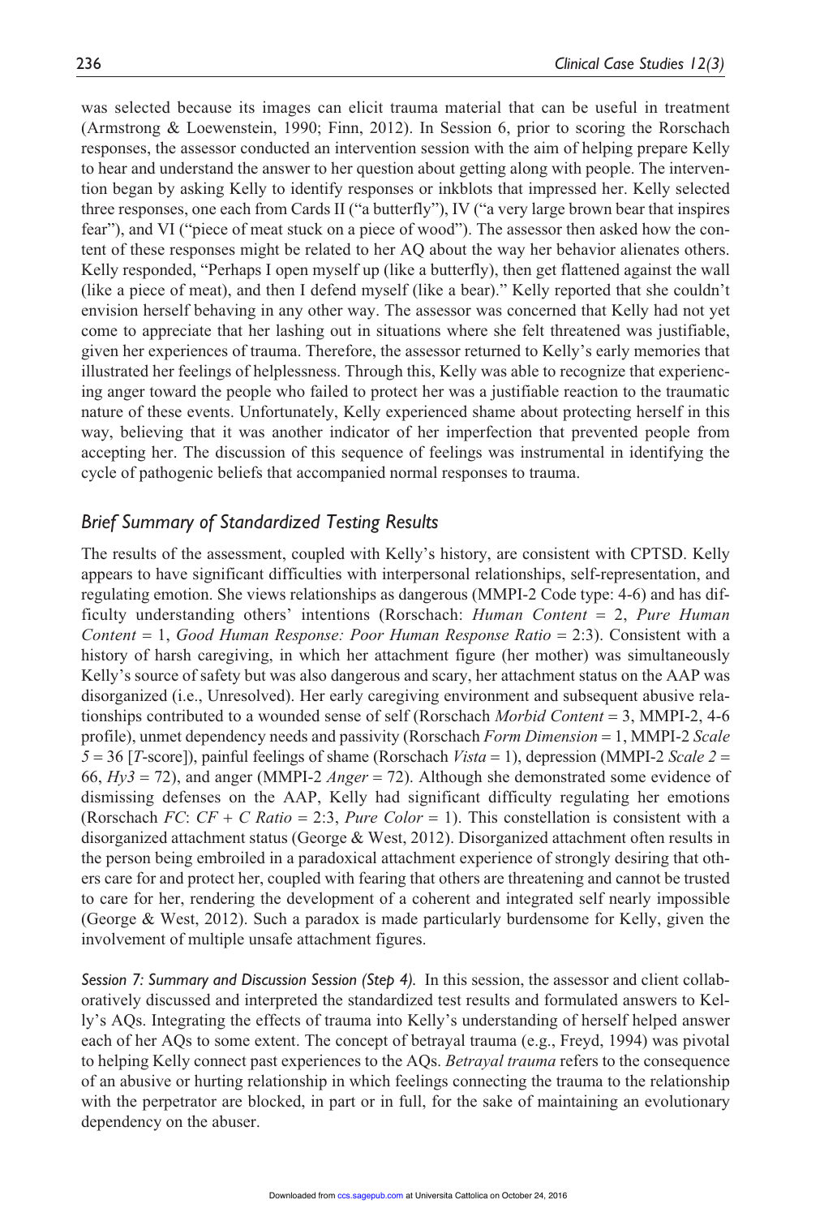was selected because its images can elicit trauma material that can be useful in treatment (Armstrong & Loewenstein, 1990; Finn, 2012). In Session 6, prior to scoring the Rorschach responses, the assessor conducted an intervention session with the aim of helping prepare Kelly to hear and understand the answer to her question about getting along with people. The intervention began by asking Kelly to identify responses or inkblots that impressed her. Kelly selected three responses, one each from Cards II ("a butterfly"), IV ("a very large brown bear that inspires fear"), and VI ("piece of meat stuck on a piece of wood"). The assessor then asked how the content of these responses might be related to her AQ about the way her behavior alienates others. Kelly responded, "Perhaps I open myself up (like a butterfly), then get flattened against the wall (like a piece of meat), and then I defend myself (like a bear)." Kelly reported that she couldn't envision herself behaving in any other way. The assessor was concerned that Kelly had not yet come to appreciate that her lashing out in situations where she felt threatened was justifiable, given her experiences of trauma. Therefore, the assessor returned to Kelly's early memories that illustrated her feelings of helplessness. Through this, Kelly was able to recognize that experiencing anger toward the people who failed to protect her was a justifiable reaction to the traumatic nature of these events. Unfortunately, Kelly experienced shame about protecting herself in this way, believing that it was another indicator of her imperfection that prevented people from accepting her. The discussion of this sequence of feelings was instrumental in identifying the cycle of pathogenic beliefs that accompanied normal responses to trauma.

## *Brief Summary of Standardized Testing Results*

The results of the assessment, coupled with Kelly's history, are consistent with CPTSD. Kelly appears to have significant difficulties with interpersonal relationships, self-representation, and regulating emotion. She views relationships as dangerous (MMPI-2 Code type: 4-6) and has difficulty understanding others' intentions (Rorschach: *Human Content* = 2, *Pure Human Content* = 1, *Good Human Response: Poor Human Response Ratio* = 2:3). Consistent with a history of harsh caregiving, in which her attachment figure (her mother) was simultaneously Kelly's source of safety but was also dangerous and scary, her attachment status on the AAP was disorganized (i.e., Unresolved). Her early caregiving environment and subsequent abusive relationships contributed to a wounded sense of self (Rorschach *Morbid Content* = 3, MMPI-2, 4-6 profile), unmet dependency needs and passivity (Rorschach *Form Dimension* = 1, MMPI-2 *Scale 5* = 36 [*T*-score]), painful feelings of shame (Rorschach *Vista* = 1), depression (MMPI-2 *Scale 2* = 66, *Hy3* = 72), and anger (MMPI-2 *Anger* = 72). Although she demonstrated some evidence of dismissing defenses on the AAP, Kelly had significant difficulty regulating her emotions (Rorschach *FC*: *CF* + *C Ratio* = 2:3, *Pure Color* = 1). This constellation is consistent with a disorganized attachment status (George & West, 2012). Disorganized attachment often results in the person being embroiled in a paradoxical attachment experience of strongly desiring that others care for and protect her, coupled with fearing that others are threatening and cannot be trusted to care for her, rendering the development of a coherent and integrated self nearly impossible (George & West, 2012). Such a paradox is made particularly burdensome for Kelly, given the involvement of multiple unsafe attachment figures.

*Session 7: Summary and Discussion Session (Step 4).* In this session, the assessor and client collaboratively discussed and interpreted the standardized test results and formulated answers to Kelly's AQs. Integrating the effects of trauma into Kelly's understanding of herself helped answer each of her AQs to some extent. The concept of betrayal trauma (e.g., Freyd, 1994) was pivotal to helping Kelly connect past experiences to the AQs. *Betrayal trauma* refers to the consequence of an abusive or hurting relationship in which feelings connecting the trauma to the relationship with the perpetrator are blocked, in part or in full, for the sake of maintaining an evolutionary dependency on the abuser.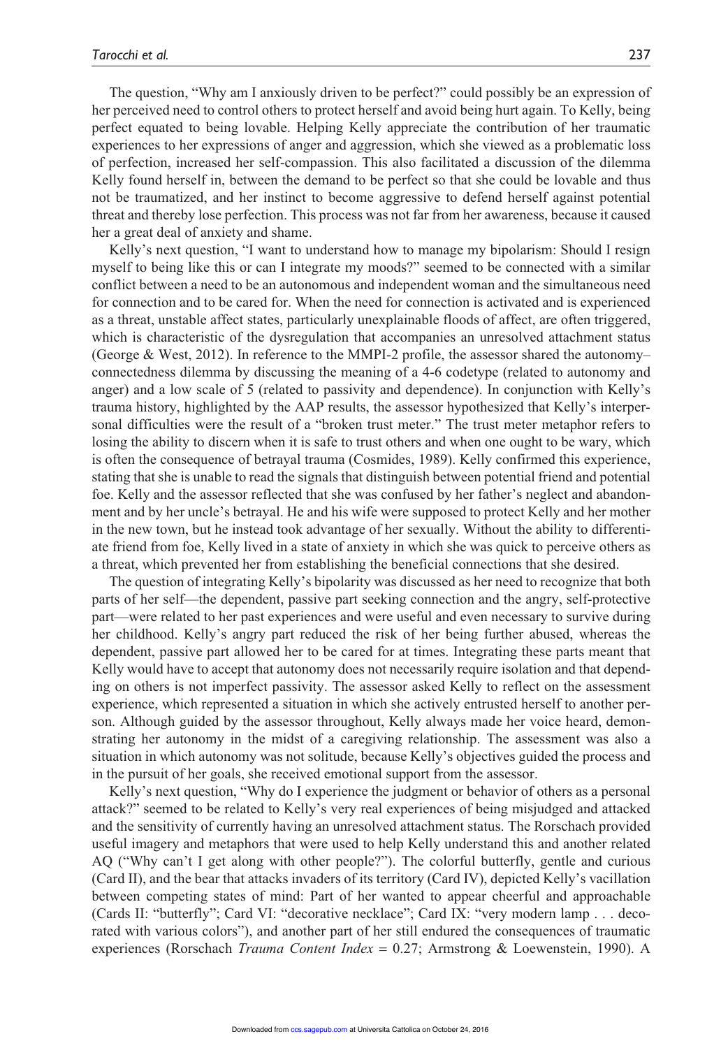The question, "Why am I anxiously driven to be perfect?" could possibly be an expression of her perceived need to control others to protect herself and avoid being hurt again. To Kelly, being perfect equated to being lovable. Helping Kelly appreciate the contribution of her traumatic experiences to her expressions of anger and aggression, which she viewed as a problematic loss of perfection, increased her self-compassion. This also facilitated a discussion of the dilemma Kelly found herself in, between the demand to be perfect so that she could be lovable and thus not be traumatized, and her instinct to become aggressive to defend herself against potential threat and thereby lose perfection. This process was not far from her awareness, because it caused her a great deal of anxiety and shame.

Kelly's next question, "I want to understand how to manage my bipolarism: Should I resign myself to being like this or can I integrate my moods?" seemed to be connected with a similar conflict between a need to be an autonomous and independent woman and the simultaneous need for connection and to be cared for. When the need for connection is activated and is experienced as a threat, unstable affect states, particularly unexplainable floods of affect, are often triggered, which is characteristic of the dysregulation that accompanies an unresolved attachment status (George & West, 2012). In reference to the MMPI-2 profile, the assessor shared the autonomy–connectedness dilemma by discussing the meaning of a 4-6 codetype (related to autonomy and anger) and a low scale of 5 (related to passivity and dependence). In conjunction with Kelly's trauma history, highlighted by the AAP results, the assessor hypothesized that Kelly's interpersonal difficulties were the result of a "broken trust meter." The trust meter metaphor refers to losing the ability to discern when it is safe to trust others and when one ought to be wary, which is often the consequence of betrayal trauma (Cosmides, 1989). Kelly confirmed this experience, stating that she is unable to read the signals that distinguish between potential friend and potential foe. Kelly and the assessor reflected that she was confused by her father's neglect and abandonment and by her uncle's betrayal. He and his wife were supposed to protect Kelly and her mother in the new town, but he instead took advantage of her sexually. Without the ability to differentiate friend from foe, Kelly lived in a state of anxiety in which she was quick to perceive others as a threat, which prevented her from establishing the beneficial connections that she desired.

The question of integrating Kelly's bipolarity was discussed as her need to recognize that both parts of her self—the dependent, passive part seeking connection and the angry, self-protective part—were related to her past experiences and were useful and even necessary to survive during her childhood. Kelly's angry part reduced the risk of her being further abused, whereas the dependent, passive part allowed her to be cared for at times. Integrating these parts meant that Kelly would have to accept that autonomy does not necessarily require isolation and that depending on others is not imperfect passivity. The assessor asked Kelly to reflect on the assessment experience, which represented a situation in which she actively entrusted herself to another person. Although guided by the assessor throughout, Kelly always made her voice heard, demonstrating her autonomy in the midst of a caregiving relationship. The assessment was also a situation in which autonomy was not solitude, because Kelly's objectives guided the process and in the pursuit of her goals, she received emotional support from the assessor.

Kelly's next question, "Why do I experience the judgment or behavior of others as a personal attack?" seemed to be related to Kelly's very real experiences of being misjudged and attacked and the sensitivity of currently having an unresolved attachment status. The Rorschach provided useful imagery and metaphors that were used to help Kelly understand this and another related AQ ("Why can't I get along with other people?"). The colorful butterfly, gentle and curious (Card II), and the bear that attacks invaders of its territory (Card IV), depicted Kelly's vacillation between competing states of mind: Part of her wanted to appear cheerful and approachable (Cards II: "butterfly"; Card VI: "decorative necklace"; Card IX: "very modern lamp . . . decorated with various colors"), and another part of her still endured the consequences of traumatic experiences (Rorschach *Trauma Content Index* = 0.27; Armstrong & Loewenstein, 1990). A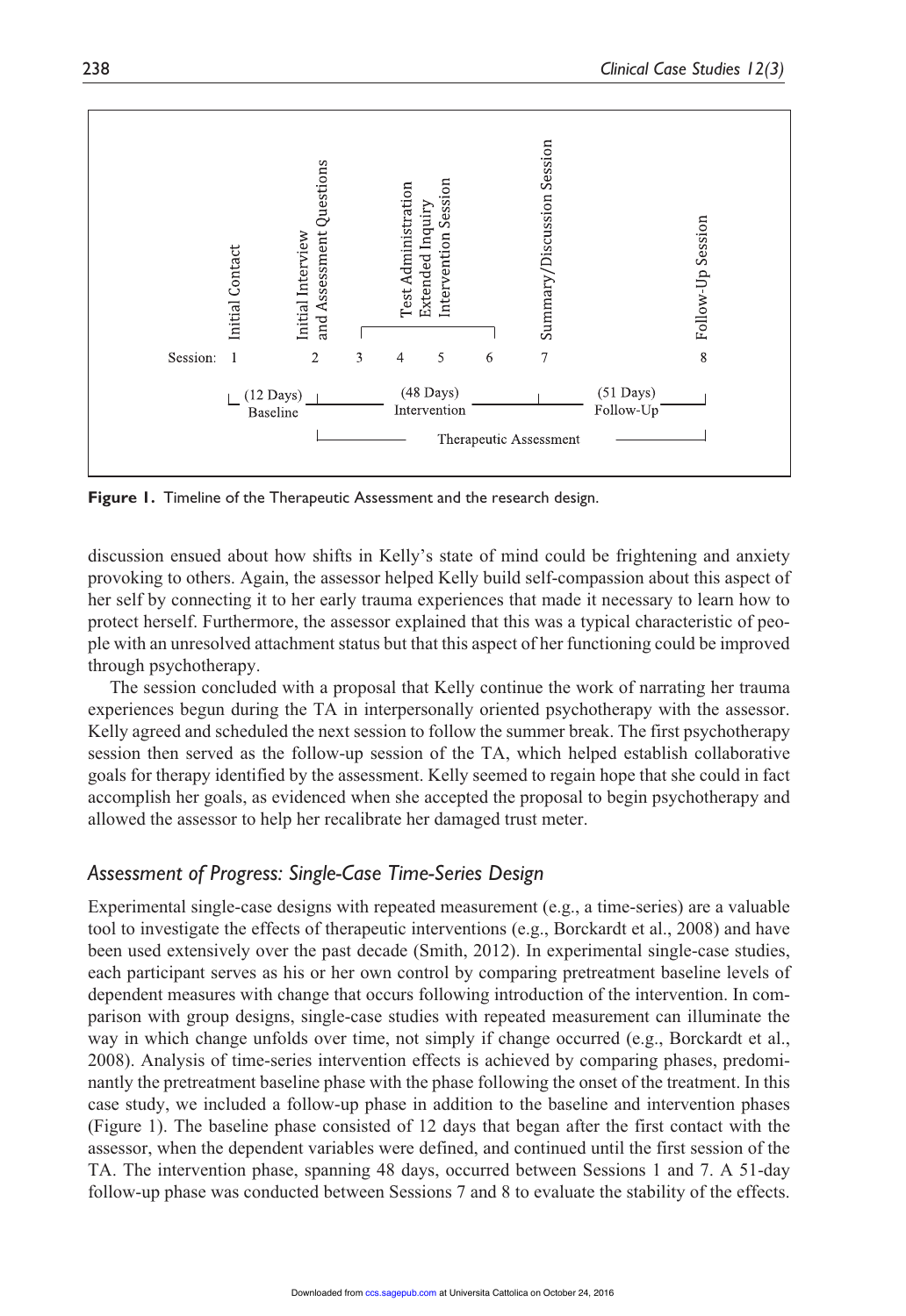Figure 1. Timeline of the Therapeutic Assessment and the research design.

discussion ensued about how shifts in Kelly's state of mind could be frightening and anxiety provoking to others. Again, the assessor helped Kelly build self-compassion about this aspect of her self by connecting it to her early trauma experiences that made it necessary to learn how to protect herself. Furthermore, the assessor explained that this was a typical characteristic of people with an unresolved attachment status but that this aspect of her functioning could be improved through psychotherapy.

The session concluded with a proposal that Kelly continue the work of narrating her trauma experiences begun during the TA in interpersonally oriented psychotherapy with the assessor. Kelly agreed and scheduled the next session to follow the summer break. The first psychotherapy session then served as the follow-up session of the TA, which helped establish collaborative goals for therapy identified by the assessment. Kelly seemed to regain hope that she could in fact accomplish her goals, as evidenced when she accepted the proposal to begin psychotherapy and allowed the assessor to help her recalibrate her damaged trust meter.

### *Assessment of Progress: Single-Case Time-Series Design*

Experimental single-case designs with repeated measurement (e.g., a time-series) are a valuable tool to investigate the effects of therapeutic interventions (e.g., Borckardt et al., 2008) and have been used extensively over the past decade (Smith, 2012). In experimental single-case studies, each participant serves as his or her own control by comparing pretreatment baseline levels of dependent measures with change that occurs following introduction of the intervention. In comparison with group designs, single-case studies with repeated measurement can illuminate the way in which change unfolds over time, not simply if change occurred (e.g., Borckardt et al., 2008). Analysis of time-series intervention effects is achieved by comparing phases, predominantly the pretreatment baseline phase with the phase following the onset of the treatment. In this case study, we included a follow-up phase in addition to the baseline and intervention phases (Figure 1). The baseline phase consisted of 12 days that began after the first contact with the assessor, when the dependent variables were defined, and continued until the first session of the TA. The intervention phase, spanning 48 days, occurred between Sessions 1 and 7. A 51-day follow-up phase was conducted between Sessions 7 and 8 to evaluate the stability of the effects.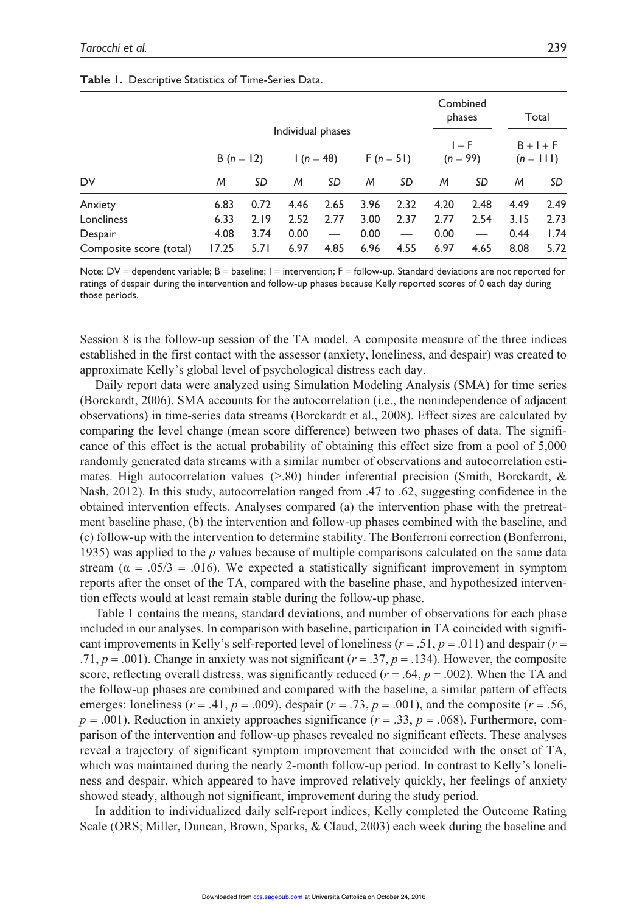**Table 1.** Descriptive Statistics of Time-Series Data.

| DV | Individual phases | | | | | | Combined phases | | Total | |
|---|---|---|---|---|---|---|---|---|---|---|
| | B ($n$ = 12) | | I ($n$ = 48) | | F ($n$ = 51) | | I + F ($n$ = 99) | | B + I + F ($n$ = 111) | |
| | *M* | *SD* | *M* | *SD* | *M* | *SD* | *M* | *SD* | *M* | *SD* |
| Anxiety | 6.83 | 0.72 | 4.46 | 2.65 | 3.96 | 2.32 | 4.20 | 2.48 | 4.49 | 2.49 |
| Loneliness | 6.33 | 2.19 | 2.52 | 2.77 | 3.00 | 2.37 | 2.77 | 2.54 | 3.15 | 2.73 |
| Despair | 4.08 | 3.74 | 0.00 | — | 0.00 | — | 0.00 | — | 0.44 | 1.74 |
| Composite score (total) | 17.25 | 5.71 | 6.97 | 4.85 | 6.96 | 4.55 | 6.97 | 4.65 | 8.08 | 5.72 |

Note: DV = dependent variable; B = baseline; I = intervention; F = follow-up. Standard deviations are not reported for ratings of despair during the intervention and follow-up phases because Kelly reported scores of 0 each day during those periods.

Session 8 is the follow-up session of the TA model. A composite measure of the three indices established in the first contact with the assessor (anxiety, loneliness, and despair) was created to approximate Kelly's global level of psychological distress each day.

Daily report data were analyzed using Simulation Modeling Analysis (SMA) for time series (Borckardt, 2006). SMA accounts for the autocorrelation (i.e., the nonindependence of adjacent observations) in time-series data streams (Borckardt et al., 2008). Effect sizes are calculated by comparing the level change (mean score difference) between two phases of data. The significance of this effect is the actual probability of obtaining this effect size from a pool of 5,000 randomly generated data streams with a similar number of observations and autocorrelation estimates. High autocorrelation values (≥.80) hinder inferential precision (Smith, Borckardt, & Nash, 2012). In this study, autocorrelation ranged from .47 to .62, suggesting confidence in the obtained intervention effects. Analyses compared (a) the intervention phase with the pretreatment baseline phase, (b) the intervention and follow-up phases combined with the baseline, and (c) follow-up with the intervention to determine stability. The Bonferroni correction (Bonferroni, 1935) was applied to the $p$ values because of multiple comparisons calculated on the same data stream ($\alpha$ = .05/3 = .016). We expected a statistically significant improvement in symptom reports after the onset of the TA, compared with the baseline phase, and hypothesized intervention effects would at least remain stable during the follow-up phase.

Table 1 contains the means, standard deviations, and number of observations for each phase included in our analyses. In comparison with baseline, participation in TA coincided with significant improvements in Kelly's self-reported level of loneliness ($r$ = .51, $p$ = .011) and despair ($r$ = .71, $p$ = .001). Change in anxiety was not significant ($r$ = .37, $p$ = .134). However, the composite score, reflecting overall distress, was significantly reduced ($r$ = .64, $p$ = .002). When the TA and the follow-up phases are combined and compared with the baseline, a similar pattern of effects emerges: loneliness ($r$ = .41, $p$ = .009), despair ($r$ = .73, $p$ = .001), and the composite ($r$ = .56, $p$ = .001). Reduction in anxiety approaches significance ($r$ = .33, $p$ = .068). Furthermore, comparison of the intervention and follow-up phases revealed no significant effects. These analyses reveal a trajectory of significant symptom improvement that coincided with the onset of TA, which was maintained during the nearly 2-month follow-up period. In contrast to Kelly's loneliness and despair, which appeared to have improved relatively quickly, her feelings of anxiety showed steady, although not significant, improvement during the study period.

In addition to individualized daily self-report indices, Kelly completed the Outcome Rating Scale (ORS; Miller, Duncan, Brown, Sparks, & Claud, 2003) each week during the baseline and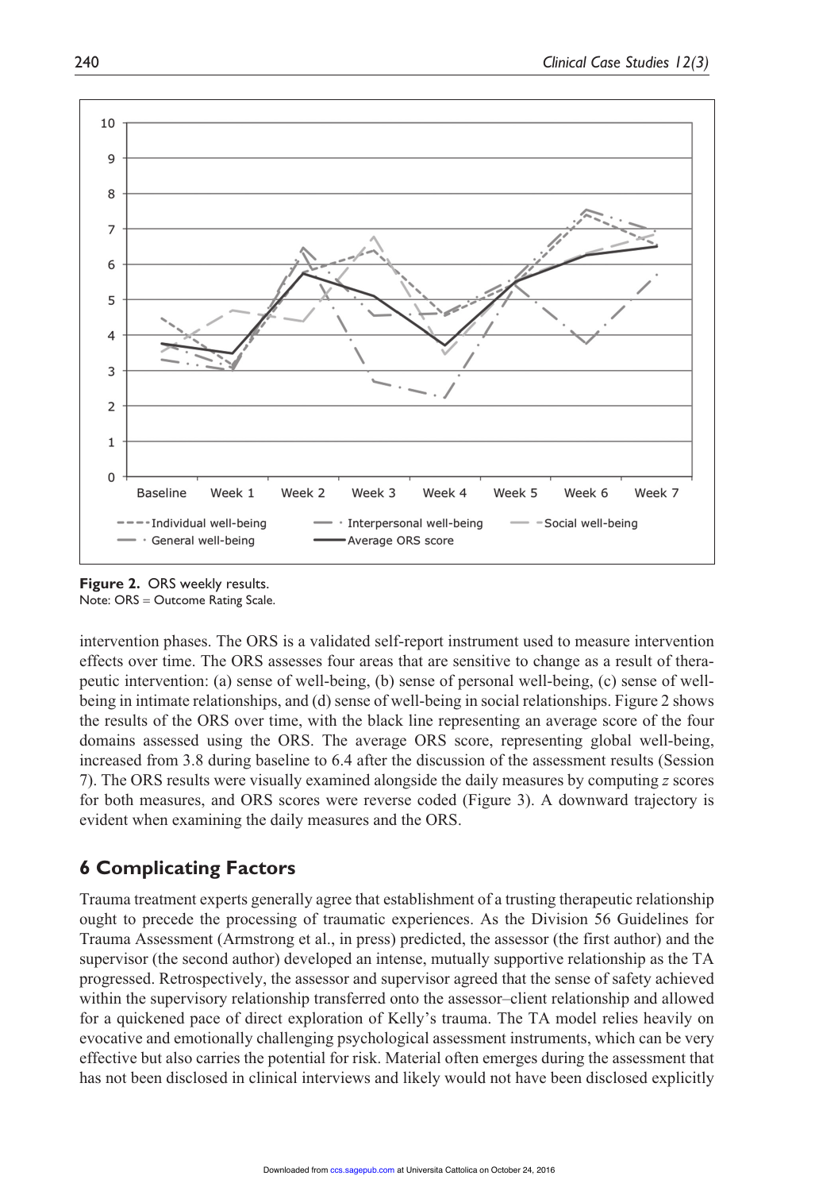**Figure 2.** ORS weekly results.
Note: ORS = Outcome Rating Scale.

intervention phases. The ORS is a validated self-report instrument used to measure intervention effects over time. The ORS assesses four areas that are sensitive to change as a result of therapeutic intervention: (a) sense of well-being, (b) sense of personal well-being, (c) sense of well-being in intimate relationships, and (d) sense of well-being in social relationships. Figure 2 shows the results of the ORS over time, with the black line representing an average score of the four domains assessed using the ORS. The average ORS score, representing global well-being, increased from 3.8 during baseline to 6.4 after the discussion of the assessment results (Session 7). The ORS results were visually examined alongside the daily measures by computing $z$ scores for both measures, and ORS scores were reverse coded (Figure 3). A downward trajectory is evident when examining the daily measures and the ORS.

## 6 Complicating Factors

Trauma treatment experts generally agree that establishment of a trusting therapeutic relationship ought to precede the processing of traumatic experiences. As the Division 56 Guidelines for Trauma Assessment (Armstrong et al., in press) predicted, the assessor (the first author) and the supervisor (the second author) developed an intense, mutually supportive relationship as the TA progressed. Retrospectively, the assessor and supervisor agreed that the sense of safety achieved within the supervisory relationship transferred onto the assessor–client relationship and allowed for a quickened pace of direct exploration of Kelly's trauma. The TA model relies heavily on evocative and emotionally challenging psychological assessment instruments, which can be very effective but also carries the potential for risk. Material often emerges during the assessment that has not been disclosed in clinical interviews and likely would not have been disclosed explicitly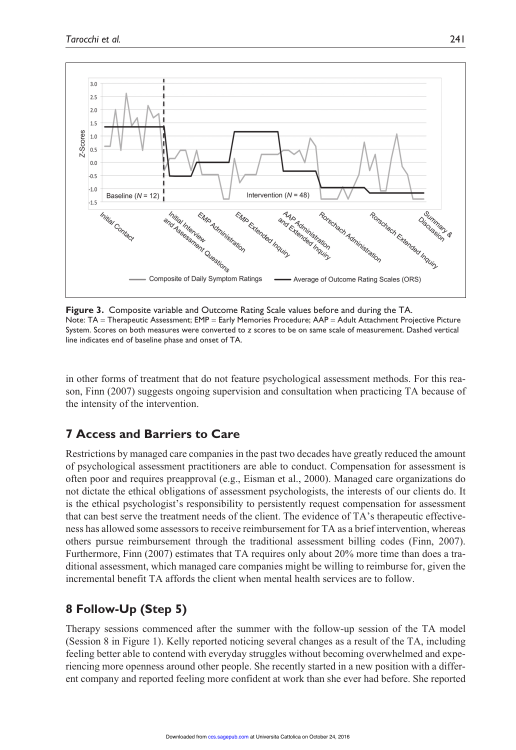**Figure 3.** Composite variable and Outcome Rating Scale values before and during the TA.
Note: TA = Therapeutic Assessment; EMP = Early Memories Procedure; AAP = Adult Attachment Projective Picture System. Scores on both measures were converted to z scores to be on same scale of measurement. Dashed vertical line indicates end of baseline phase and onset of TA.

in other forms of treatment that do not feature psychological assessment methods. For this reason, Finn (2007) suggests ongoing supervision and consultation when practicing TA because of the intensity of the intervention.

## 7 Access and Barriers to Care

Restrictions by managed care companies in the past two decades have greatly reduced the amount of psychological assessment practitioners are able to conduct. Compensation for assessment is often poor and requires preapproval (e.g., Eisman et al., 2000). Managed care organizations do not dictate the ethical obligations of assessment psychologists, the interests of our clients do. It is the ethical psychologist's responsibility to persistently request compensation for assessment that can best serve the treatment needs of the client. The evidence of TA's therapeutic effectiveness has allowed some assessors to receive reimbursement for TA as a brief intervention, whereas others pursue reimbursement through the traditional assessment billing codes (Finn, 2007). Furthermore, Finn (2007) estimates that TA requires only about 20% more time than does a traditional assessment, which managed care companies might be willing to reimburse for, given the incremental benefit TA affords the client when mental health services are to follow.

## 8 Follow-Up (Step 5)

Therapy sessions commenced after the summer with the follow-up session of the TA model (Session 8 in Figure 1). Kelly reported noticing several changes as a result of the TA, including feeling better able to contend with everyday struggles without becoming overwhelmed and experiencing more openness around other people. She recently started in a new position with a different company and reported feeling more confident at work than she ever had before. She reported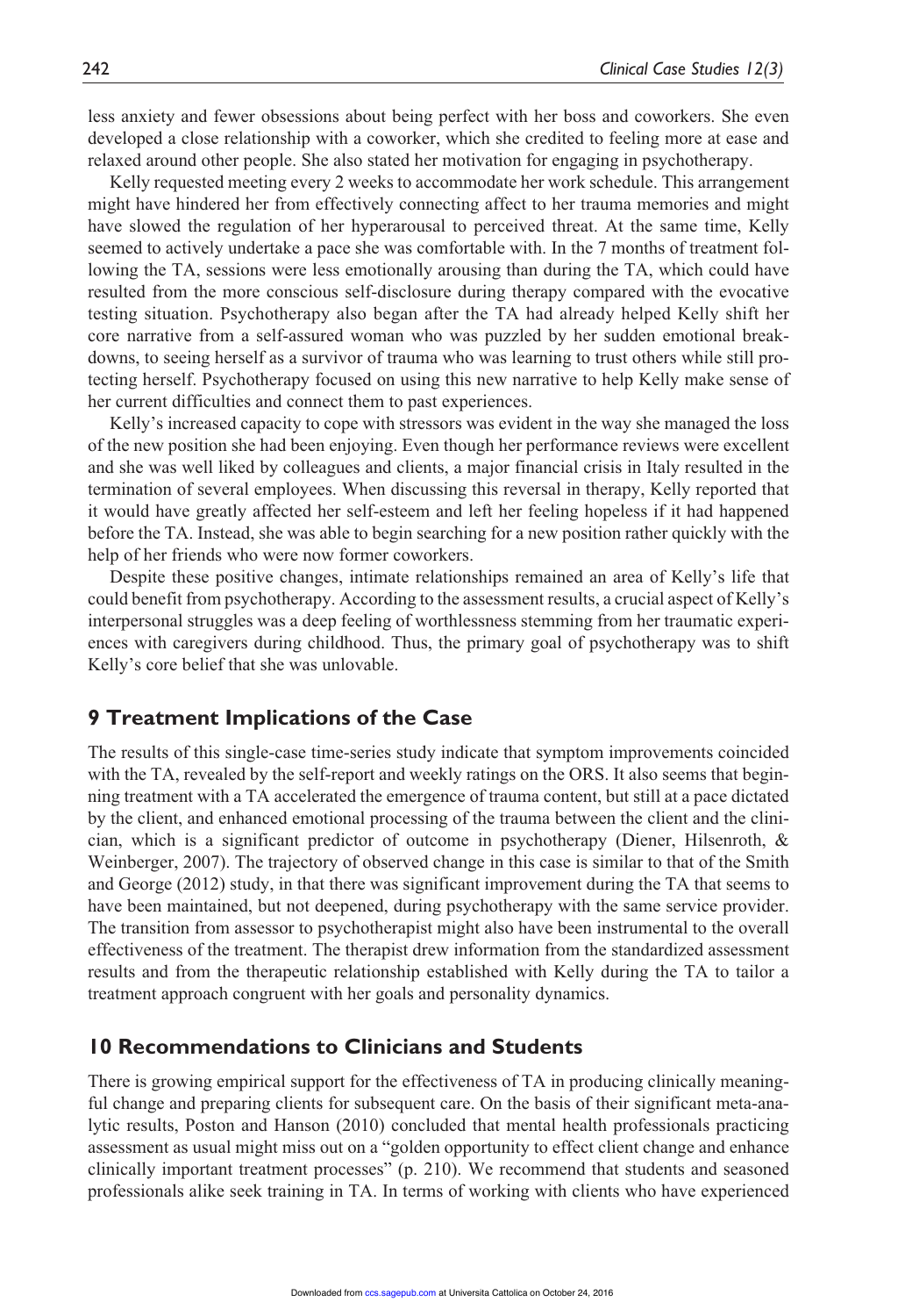less anxiety and fewer obsessions about being perfect with her boss and coworkers. She even developed a close relationship with a coworker, which she credited to feeling more at ease and relaxed around other people. She also stated her motivation for engaging in psychotherapy.

Kelly requested meeting every 2 weeks to accommodate her work schedule. This arrangement might have hindered her from effectively connecting affect to her trauma memories and might have slowed the regulation of her hyperarousal to perceived threat. At the same time, Kelly seemed to actively undertake a pace she was comfortable with. In the 7 months of treatment following the TA, sessions were less emotionally arousing than during the TA, which could have resulted from the more conscious self-disclosure during therapy compared with the evocative testing situation. Psychotherapy also began after the TA had already helped Kelly shift her core narrative from a self-assured woman who was puzzled by her sudden emotional breakdowns, to seeing herself as a survivor of trauma who was learning to trust others while still protecting herself. Psychotherapy focused on using this new narrative to help Kelly make sense of her current difficulties and connect them to past experiences.

Kelly's increased capacity to cope with stressors was evident in the way she managed the loss of the new position she had been enjoying. Even though her performance reviews were excellent and she was well liked by colleagues and clients, a major financial crisis in Italy resulted in the termination of several employees. When discussing this reversal in therapy, Kelly reported that it would have greatly affected her self-esteem and left her feeling hopeless if it had happened before the TA. Instead, she was able to begin searching for a new position rather quickly with the help of her friends who were now former coworkers.

Despite these positive changes, intimate relationships remained an area of Kelly's life that could benefit from psychotherapy. According to the assessment results, a crucial aspect of Kelly's interpersonal struggles was a deep feeling of worthlessness stemming from her traumatic experiences with caregivers during childhood. Thus, the primary goal of psychotherapy was to shift Kelly's core belief that she was unlovable.

## 9 Treatment Implications of the Case

The results of this single-case time-series study indicate that symptom improvements coincided with the TA, revealed by the self-report and weekly ratings on the ORS. It also seems that beginning treatment with a TA accelerated the emergence of trauma content, but still at a pace dictated by the client, and enhanced emotional processing of the trauma between the client and the clinician, which is a significant predictor of outcome in psychotherapy (Diener, Hilsenroth, & Weinberger, 2007). The trajectory of observed change in this case is similar to that of the Smith and George (2012) study, in that there was significant improvement during the TA that seems to have been maintained, but not deepened, during psychotherapy with the same service provider. The transition from assessor to psychotherapist might also have been instrumental to the overall effectiveness of the treatment. The therapist drew information from the standardized assessment results and from the therapeutic relationship established with Kelly during the TA to tailor a treatment approach congruent with her goals and personality dynamics.

## 10 Recommendations to Clinicians and Students

There is growing empirical support for the effectiveness of TA in producing clinically meaningful change and preparing clients for subsequent care. On the basis of their significant meta-analytic results, Poston and Hanson (2010) concluded that mental health professionals practicing assessment as usual might miss out on a "golden opportunity to effect client change and enhance clinically important treatment processes" (p. 210). We recommend that students and seasoned professionals alike seek training in TA. In terms of working with clients who have experienced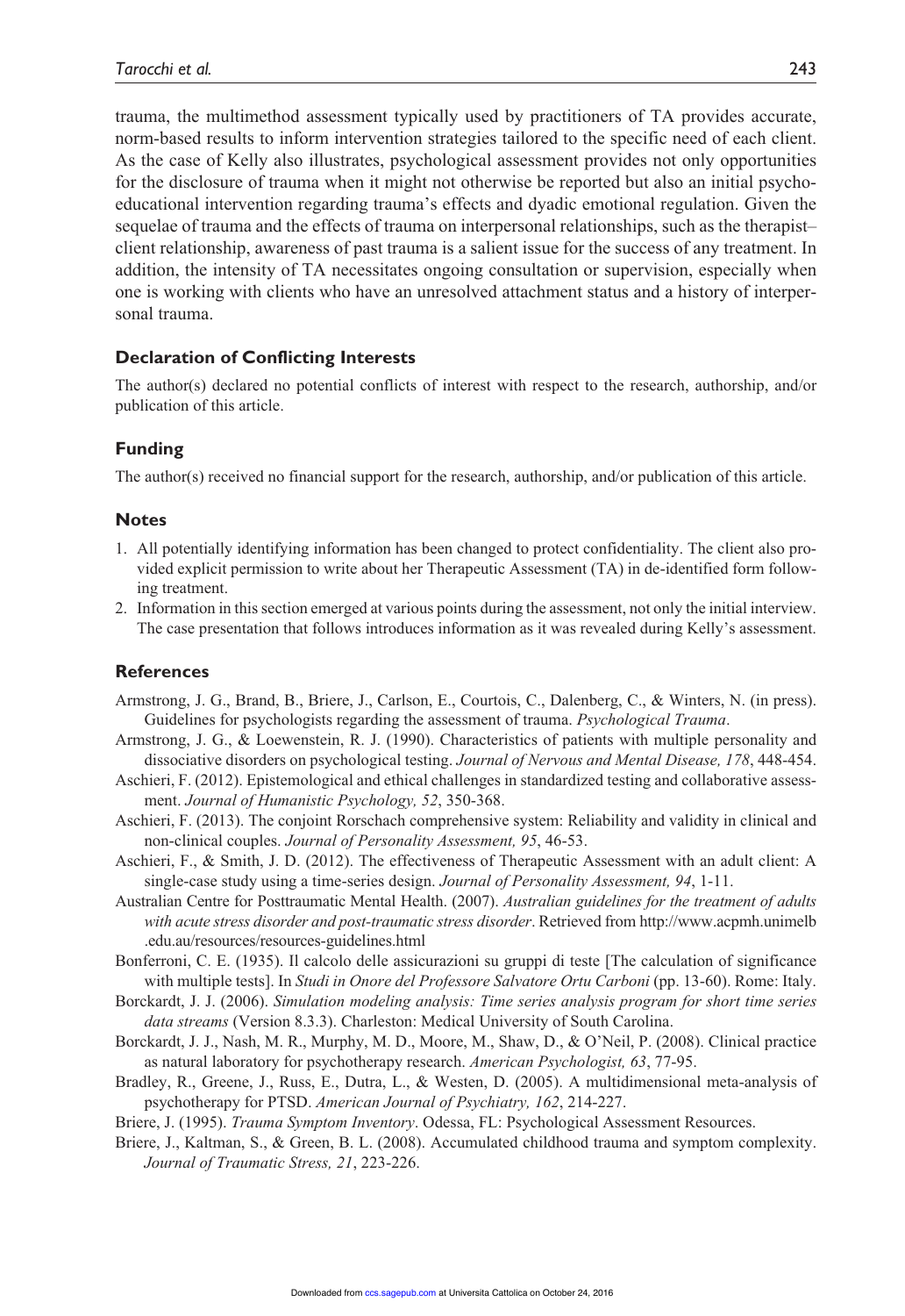trauma, the multimethod assessment typically used by practitioners of TA provides accurate, norm-based results to inform intervention strategies tailored to the specific need of each client. As the case of Kelly also illustrates, psychological assessment provides not only opportunities for the disclosure of trauma when it might not otherwise be reported but also an initial psychoeducational intervention regarding trauma's effects and dyadic emotional regulation. Given the sequelae of trauma and the effects of trauma on interpersonal relationships, such as the therapist–client relationship, awareness of past trauma is a salient issue for the success of any treatment. In addition, the intensity of TA necessitates ongoing consultation or supervision, especially when one is working with clients who have an unresolved attachment status and a history of interpersonal trauma.

### Declaration of Conflicting Interests

The author(s) declared no potential conflicts of interest with respect to the research, authorship, and/or publication of this article.

### Funding

The author(s) received no financial support for the research, authorship, and/or publication of this article.

### Notes

1. All potentially identifying information has been changed to protect confidentiality. The client also provided explicit permission to write about her Therapeutic Assessment (TA) in de-identified form following treatment.
2. Information in this section emerged at various points during the assessment, not only the initial interview. The case presentation that follows introduces information as it was revealed during Kelly's assessment.

### References

Armstrong, J. G., Brand, B., Briere, J., Carlson, E., Courtois, C., Dalenberg, C., & Winters, N. (in press). Guidelines for psychologists regarding the assessment of trauma. *Psychological Trauma*.

Armstrong, J. G., & Loewenstein, R. J. (1990). Characteristics of patients with multiple personality and dissociative disorders on psychological testing. *Journal of Nervous and Mental Disease, 178*, 448-454.

Aschieri, F. (2012). Epistemological and ethical challenges in standardized testing and collaborative assessment. *Journal of Humanistic Psychology, 52*, 350-368.

Aschieri, F. (2013). The conjoint Rorschach comprehensive system: Reliability and validity in clinical and non-clinical couples. *Journal of Personality Assessment, 95*, 46-53.

Aschieri, F., & Smith, J. D. (2012). The effectiveness of Therapeutic Assessment with an adult client: A single-case study using a time-series design. *Journal of Personality Assessment, 94*, 1-11.

Australian Centre for Posttraumatic Mental Health. (2007). *Australian guidelines for the treatment of adults with acute stress disorder and post-traumatic stress disorder*. Retrieved from http://www.acpmh.unimelb.edu.au/resources/resources-guidelines.html

Bonferroni, C. E. (1935). Il calcolo delle assicurazioni su gruppi di teste [The calculation of significance with multiple tests]. In *Studi in Onore del Professore Salvatore Ortu Carboni* (pp. 13-60). Rome: Italy.

Borckardt, J. J. (2006). *Simulation modeling analysis: Time series analysis program for short time series data streams* (Version 8.3.3). Charleston: Medical University of South Carolina.

Borckardt, J. J., Nash, M. R., Murphy, M. D., Moore, M., Shaw, D., & O'Neil, P. (2008). Clinical practice as natural laboratory for psychotherapy research. *American Psychologist, 63*, 77-95.

Bradley, R., Greene, J., Russ, E., Dutra, L., & Westen, D. (2005). A multidimensional meta-analysis of psychotherapy for PTSD. *American Journal of Psychiatry, 162*, 214-227.

Briere, J. (1995). *Trauma Symptom Inventory*. Odessa, FL: Psychological Assessment Resources.

Briere, J., Kaltman, S., & Green, B. L. (2008). Accumulated childhood trauma and symptom complexity. *Journal of Traumatic Stress, 21*, 223-226.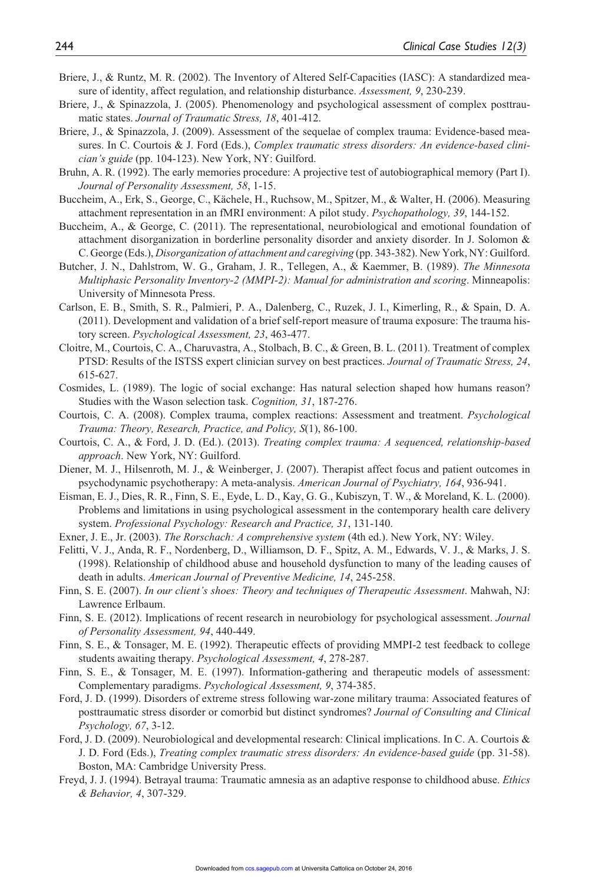Briere, J., & Runtz, M. R. (2002). The Inventory of Altered Self-Capacities (IASC): A standardized measure of identity, affect regulation, and relationship disturbance. *Assessment, 9*, 230-239.

Briere, J., & Spinazzola, J. (2005). Phenomenology and psychological assessment of complex posttraumatic states. *Journal of Traumatic Stress, 18*, 401-412.

Briere, J., & Spinazzola, J. (2009). Assessment of the sequelae of complex trauma: Evidence-based measures. In C. Courtois & J. Ford (Eds.), *Complex traumatic stress disorders: An evidence-based clinician's guide* (pp. 104-123). New York, NY: Guilford.

Bruhn, A. R. (1992). The early memories procedure: A projective test of autobiographical memory (Part I). *Journal of Personality Assessment, 58*, 1-15.

Buccheim, A., Erk, S., George, C., Kächele, H., Ruchsow, M., Spitzer, M., & Walter, H. (2006). Measuring attachment representation in an fMRI environment: A pilot study. *Psychopathology, 39*, 144-152.

Buccheim, A., & George, C. (2011). The representational, neurobiological and emotional foundation of attachment disorganization in borderline personality disorder and anxiety disorder. In J. Solomon & C. George (Eds.), *Disorganization of attachment and caregiving* (pp. 343-382). New York, NY: Guilford.

Butcher, J. N., Dahlstrom, W. G., Graham, J. R., Tellegen, A., & Kaemmer, B. (1989). *The Minnesota Multiphasic Personality Inventory-2 (MMPI-2): Manual for administration and scoring*. Minneapolis: University of Minnesota Press.

Carlson, E. B., Smith, S. R., Palmieri, P. A., Dalenberg, C., Ruzek, J. I., Kimerling, R., & Spain, D. A. (2011). Development and validation of a brief self-report measure of trauma exposure: The trauma history screen. *Psychological Assessment, 23*, 463-477.

Cloitre, M., Courtois, C. A., Charuvastra, A., Stolbach, B. C., & Green, B. L. (2011). Treatment of complex PTSD: Results of the ISTSS expert clinician survey on best practices. *Journal of Traumatic Stress, 24*, 615-627.

Cosmides, L. (1989). The logic of social exchange: Has natural selection shaped how humans reason? Studies with the Wason selection task. *Cognition, 31*, 187-276.

Courtois, C. A. (2008). Complex trauma, complex reactions: Assessment and treatment. *Psychological Trauma: Theory, Research, Practice, and Policy, S*(1), 86-100.

Courtois, C. A., & Ford, J. D. (Ed.). (2013). *Treating complex trauma: A sequenced, relationship-based approach*. New York, NY: Guilford.

Diener, M. J., Hilsenroth, M. J., & Weinberger, J. (2007). Therapist affect focus and patient outcomes in psychodynamic psychotherapy: A meta-analysis. *American Journal of Psychiatry, 164*, 936-941.

Eisman, E. J., Dies, R. R., Finn, S. E., Eyde, L. D., Kay, G. G., Kubiszyn, T. W., & Moreland, K. L. (2000). Problems and limitations in using psychological assessment in the contemporary health care delivery system. *Professional Psychology: Research and Practice, 31*, 131-140.

Exner, J. E., Jr. (2003). *The Rorschach: A comprehensive system* (4th ed.). New York, NY: Wiley.

Felitti, V. J., Anda, R. F., Nordenberg, D., Williamson, D. F., Spitz, A. M., Edwards, V. J., & Marks, J. S. (1998). Relationship of childhood abuse and household dysfunction to many of the leading causes of death in adults. *American Journal of Preventive Medicine, 14*, 245-258.

Finn, S. E. (2007). *In our client's shoes: Theory and techniques of Therapeutic Assessment*. Mahwah, NJ: Lawrence Erlbaum.

Finn, S. E. (2012). Implications of recent research in neurobiology for psychological assessment. *Journal of Personality Assessment, 94*, 440-449.

Finn, S. E., & Tonsager, M. E. (1992). Therapeutic effects of providing MMPI-2 test feedback to college students awaiting therapy. *Psychological Assessment, 4*, 278-287.

Finn, S. E., & Tonsager, M. E. (1997). Information-gathering and therapeutic models of assessment: Complementary paradigms. *Psychological Assessment, 9*, 374-385.

Ford, J. D. (1999). Disorders of extreme stress following war-zone military trauma: Associated features of posttraumatic stress disorder or comorbid but distinct syndromes? *Journal of Consulting and Clinical Psychology, 67*, 3-12.

Ford, J. D. (2009). Neurobiological and developmental research: Clinical implications. In C. A. Courtois & J. D. Ford (Eds.), *Treating complex traumatic stress disorders: An evidence-based guide* (pp. 31-58). Boston, MA: Cambridge University Press.

Freyd, J. J. (1994). Betrayal trauma: Traumatic amnesia as an adaptive response to childhood abuse. *Ethics & Behavior, 4*, 307-329.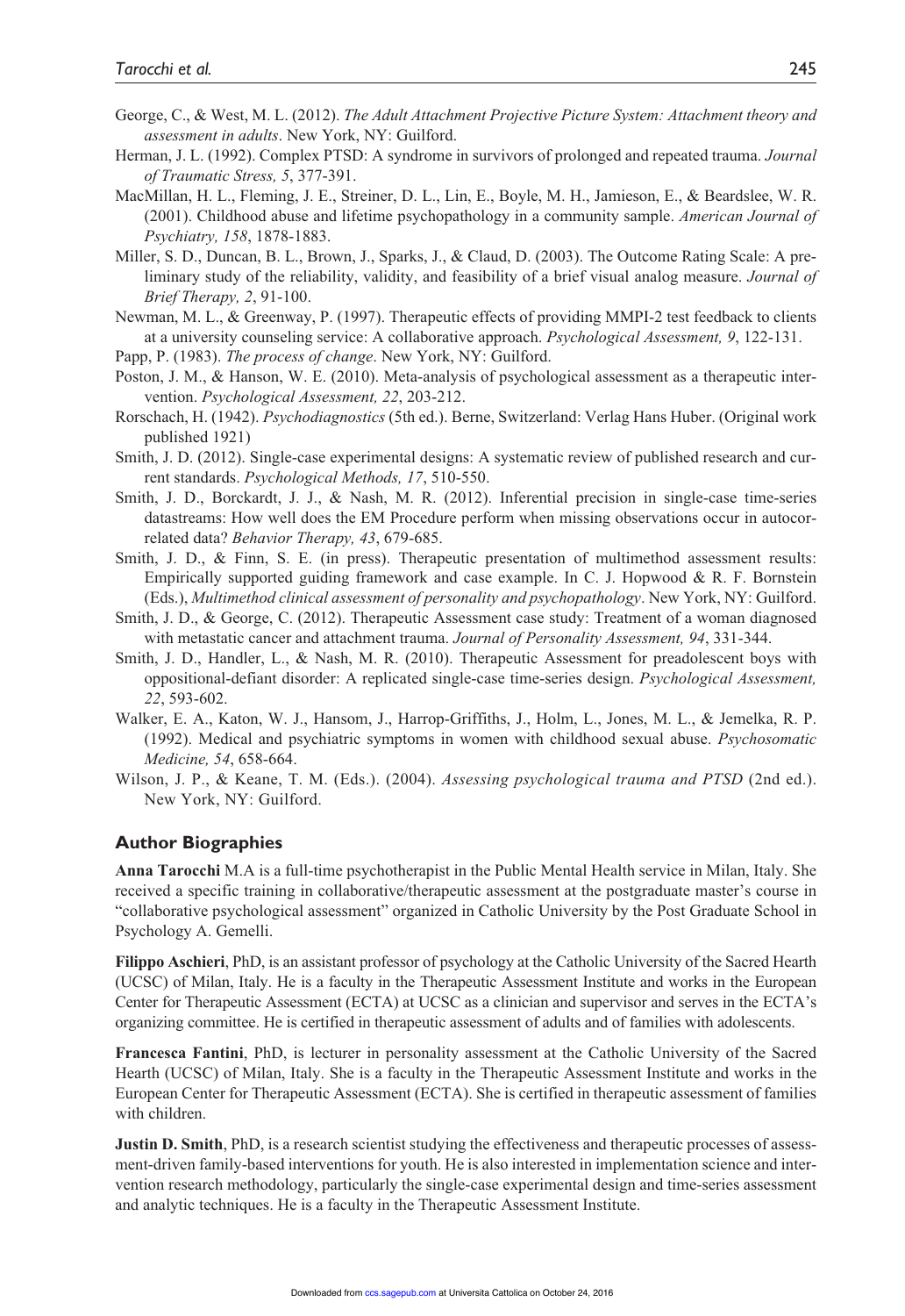George, C., & West, M. L. (2012). *The Adult Attachment Projective Picture System: Attachment theory and assessment in adults*. New York, NY: Guilford.

Herman, J. L. (1992). Complex PTSD: A syndrome in survivors of prolonged and repeated trauma. *Journal of Traumatic Stress, 5*, 377-391.

MacMillan, H. L., Fleming, J. E., Streiner, D. L., Lin, E., Boyle, M. H., Jamieson, E., & Beardslee, W. R. (2001). Childhood abuse and lifetime psychopathology in a community sample. *American Journal of Psychiatry, 158*, 1878-1883.

Miller, S. D., Duncan, B. L., Brown, J., Sparks, J., & Claud, D. (2003). The Outcome Rating Scale: A preliminary study of the reliability, validity, and feasibility of a brief visual analog measure. *Journal of Brief Therapy, 2*, 91-100.

Newman, M. L., & Greenway, P. (1997). Therapeutic effects of providing MMPI-2 test feedback to clients at a university counseling service: A collaborative approach. *Psychological Assessment, 9*, 122-131.

Papp, P. (1983). *The process of change*. New York, NY: Guilford.

Poston, J. M., & Hanson, W. E. (2010). Meta-analysis of psychological assessment as a therapeutic intervention. *Psychological Assessment, 22*, 203-212.

Rorschach, H. (1942). *Psychodiagnostics* (5th ed.). Berne, Switzerland: Verlag Hans Huber. (Original work published 1921)

Smith, J. D. (2012). Single-case experimental designs: A systematic review of published research and current standards. *Psychological Methods, 17*, 510-550.

Smith, J. D., Borckardt, J. J., & Nash, M. R. (2012). Inferential precision in single-case time-series datastreams: How well does the EM Procedure perform when missing observations occur in autocorrelated data? *Behavior Therapy, 43*, 679-685.

Smith, J. D., & Finn, S. E. (in press). Therapeutic presentation of multimethod assessment results: Empirically supported guiding framework and case example. In C. J. Hopwood & R. F. Bornstein (Eds.), *Multimethod clinical assessment of personality and psychopathology*. New York, NY: Guilford.

Smith, J. D., & George, C. (2012). Therapeutic Assessment case study: Treatment of a woman diagnosed with metastatic cancer and attachment trauma. *Journal of Personality Assessment, 94*, 331-344.

Smith, J. D., Handler, L., & Nash, M. R. (2010). Therapeutic Assessment for preadolescent boys with oppositional-defiant disorder: A replicated single-case time-series design. *Psychological Assessment, 22*, 593-602.

Walker, E. A., Katon, W. J., Hansom, J., Harrop-Griffiths, J., Holm, L., Jones, M. L., & Jemelka, R. P. (1992). Medical and psychiatric symptoms in women with childhood sexual abuse. *Psychosomatic Medicine, 54*, 658-664.

Wilson, J. P., & Keane, T. M. (Eds.). (2004). *Assessing psychological trauma and PTSD* (2nd ed.). New York, NY: Guilford.

## Author Biographies

**Anna Tarocchi** M.A is a full-time psychotherapist in the Public Mental Health service in Milan, Italy. She received a specific training in collaborative/therapeutic assessment at the postgraduate master's course in "collaborative psychological assessment" organized in Catholic University by the Post Graduate School in Psychology A. Gemelli.

**Filippo Aschieri**, PhD, is an assistant professor of psychology at the Catholic University of the Sacred Hearth (UCSC) of Milan, Italy. He is a faculty in the Therapeutic Assessment Institute and works in the European Center for Therapeutic Assessment (ECTA) at UCSC as a clinician and supervisor and serves in the ECTA's organizing committee. He is certified in therapeutic assessment of adults and of families with adolescents.

**Francesca Fantini**, PhD, is lecturer in personality assessment at the Catholic University of the Sacred Hearth (UCSC) of Milan, Italy. She is a faculty in the Therapeutic Assessment Institute and works in the European Center for Therapeutic Assessment (ECTA). She is certified in therapeutic assessment of families with children.

**Justin D. Smith**, PhD, is a research scientist studying the effectiveness and therapeutic processes of assessment-driven family-based interventions for youth. He is also interested in implementation science and intervention research methodology, particularly the single-case experimental design and time-series assessment and analytic techniques. He is a faculty in the Therapeutic Assessment Institute.